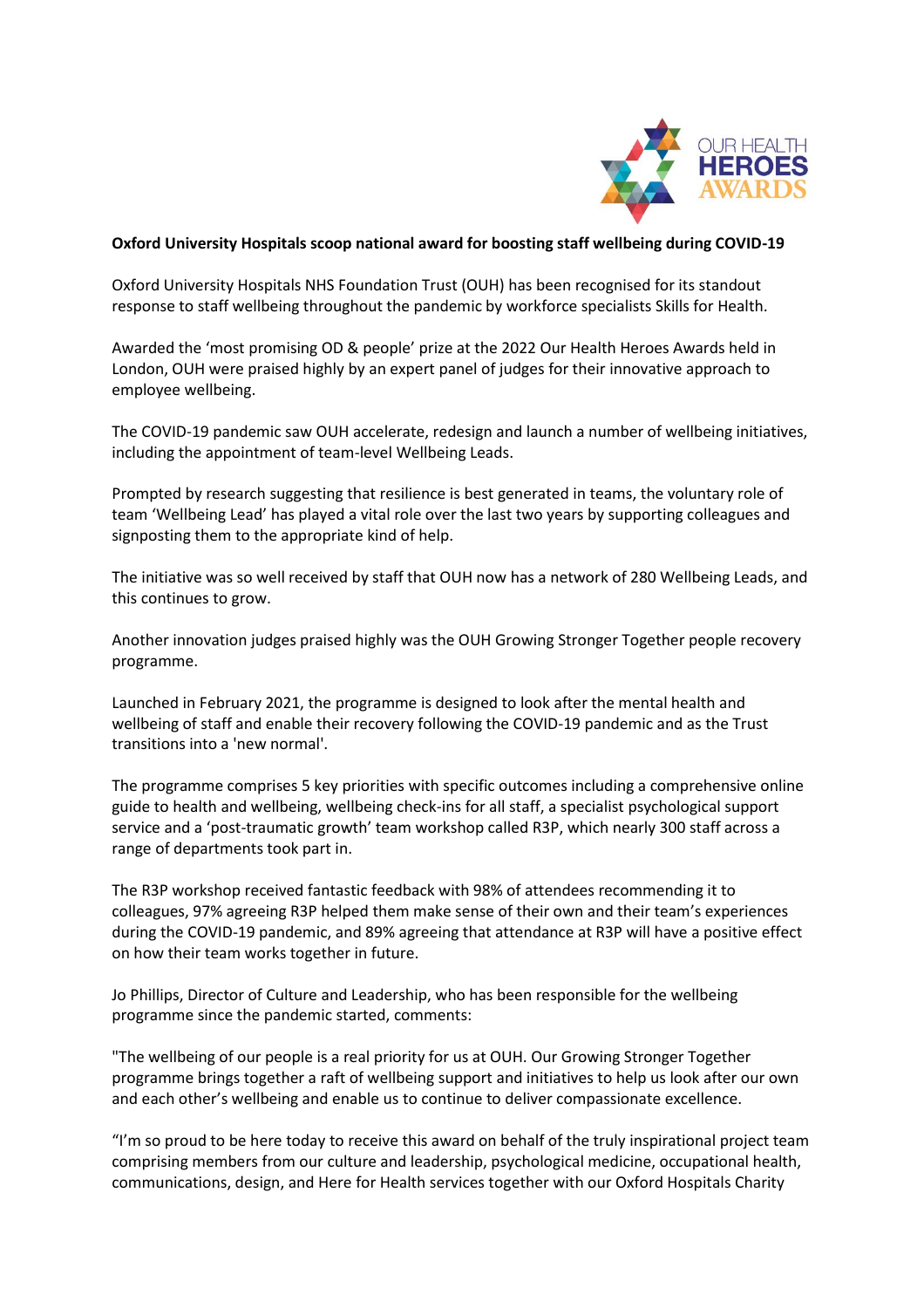**Oxford University Hospitals scoop national award for boosting staff wellbeing during COVID-19**

Oxford University Hospitals NHS Foundation Trust (OUH) has been recognised for its standout response to staff wellbeing throughout the pandemic by workforce specialists Skills for Health.

Awarded the 'most promising OD & people' prize at the 2022 Our Health Heroes Awards held in London, OUH were praised highly by an expert panel of judges for their innovative approach to employee wellbeing.

The COVID-19 pandemic saw OUH accelerate, redesign and launch a number of wellbeing initiatives, including the appointment of team-level Wellbeing Leads.

Prompted by research suggesting that resilience is best generated in teams, the voluntary role of team 'Wellbeing Lead' has played a vital role over the last two years by supporting colleagues and signposting them to the appropriate kind of help.

The initiative was so well received by staff that OUH now has a network of 280 Wellbeing Leads, and this continues to grow.

Another innovation judges praised highly was the OUH Growing Stronger Together people recovery programme.

Launched in February 2021, the programme is designed to look after the mental health and wellbeing of staff and enable their recovery following the COVID-19 pandemic and as the Trust transitions into a 'new normal'.

The programme comprises 5 key priorities with specific outcomes including a comprehensive online guide to health and wellbeing, wellbeing check-ins for all staff, a specialist psychological support service and a 'post-traumatic growth' team workshop called R3P, which nearly 300 staff across a range of departments took part in.

The R3P workshop received fantastic feedback with 98% of attendees recommending it to colleagues, 97% agreeing R3P helped them make sense of their own and their team's experiences during the COVID-19 pandemic, and 89% agreeing that attendance at R3P will have a positive effect on how their team works together in future.

Jo Phillips, Director of Culture and Leadership, who has been responsible for the wellbeing programme since the pandemic started, comments:

"The wellbeing of our people is a real priority for us at OUH. Our Growing Stronger Together programme brings together a raft of wellbeing support and initiatives to help us look after our own and each other's wellbeing and enable us to continue to deliver compassionate excellence.

"I'm so proud to be here today to receive this award on behalf of the truly inspirational project team comprising members from our culture and leadership, psychological medicine, occupational health, communications, design, and Here for Health services together with our Oxford Hospitals Charity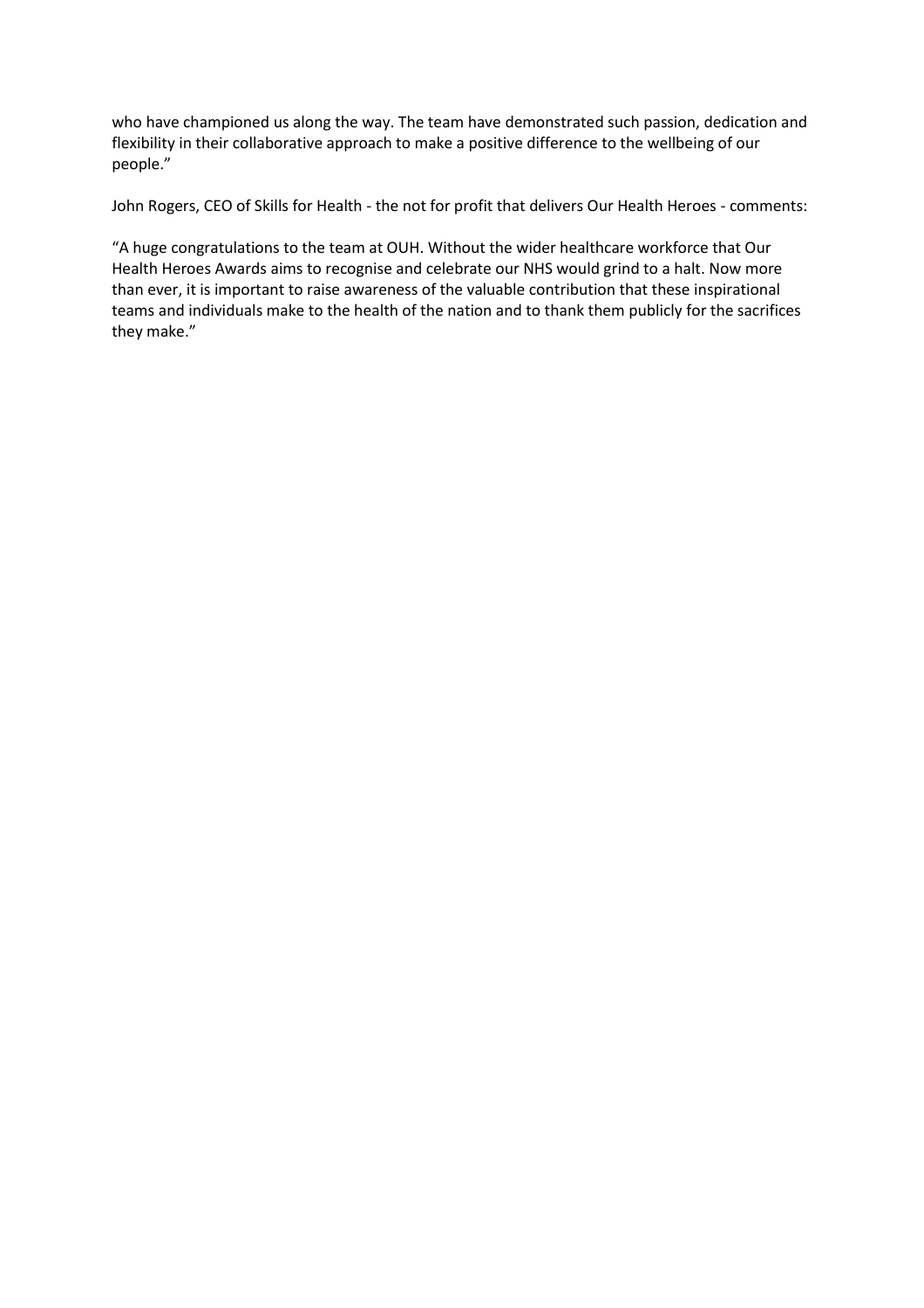who have championed us along the way. The team have demonstrated such passion, dedication and flexibility in their collaborative approach to make a positive difference to the wellbeing of our people."

John Rogers, CEO of Skills for Health - the not for profit that delivers Our Health Heroes - comments:

"A huge congratulations to the team at OUH. Without the wider healthcare workforce that Our Health Heroes Awards aims to recognise and celebrate our NHS would grind to a halt. Now more than ever, it is important to raise awareness of the valuable contribution that these inspirational teams and individuals make to the health of the nation and to thank them publicly for the sacrifices they make."